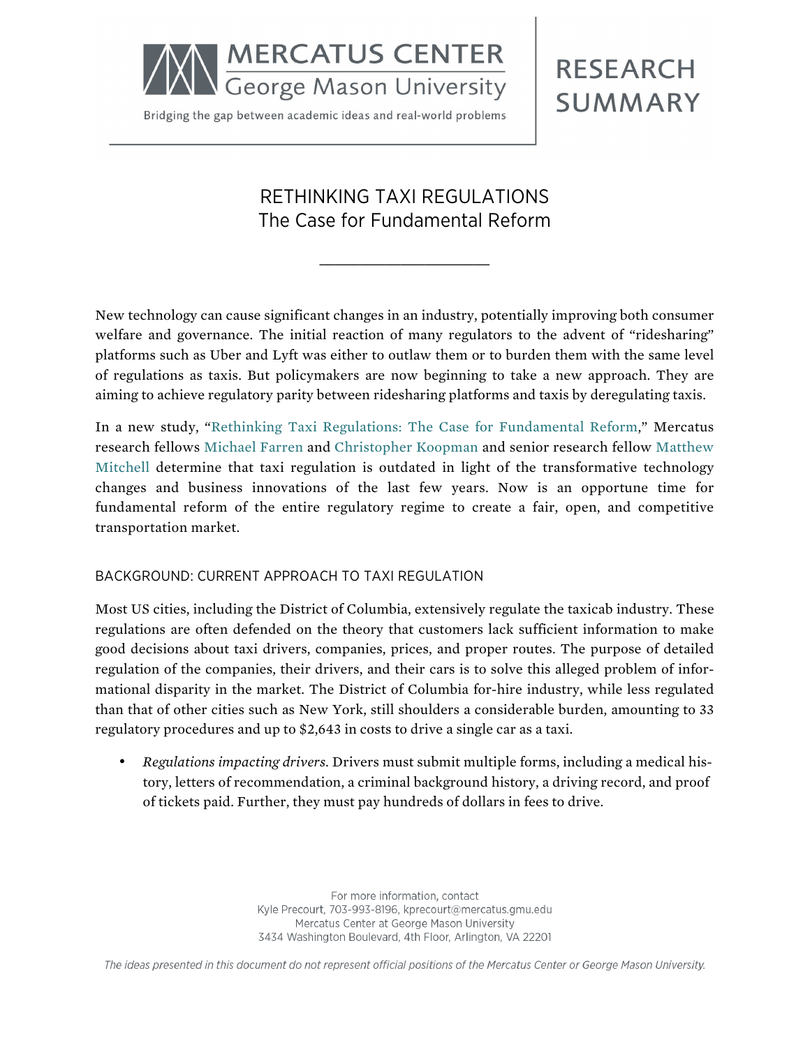MERCATUS CENTER
George Mason University
Bridging the gap between academic ideas and real-world problems

RESEARCH SUMMARY

# RETHINKING TAXI REGULATIONS
## The Case for Fundamental Reform

New technology can cause significant changes in an industry, potentially improving both consumer welfare and governance. The initial reaction of many regulators to the advent of "ridesharing" platforms such as Uber and Lyft was either to outlaw them or to burden them with the same level of regulations as taxis. But policymakers are now beginning to take a new approach. They are aiming to achieve regulatory parity between ridesharing platforms and taxis by deregulating taxis.

In a new study, "Rethinking Taxi Regulations: The Case for Fundamental Reform," Mercatus research fellows Michael Farren and Christopher Koopman and senior research fellow Matthew Mitchell determine that taxi regulation is outdated in light of the transformative technology changes and business innovations of the last few years. Now is an opportune time for fundamental reform of the entire regulatory regime to create a fair, open, and competitive transportation market.

### BACKGROUND: CURRENT APPROACH TO TAXI REGULATION

Most US cities, including the District of Columbia, extensively regulate the taxicab industry. These regulations are often defended on the theory that customers lack sufficient information to make good decisions about taxi drivers, companies, prices, and proper routes. The purpose of detailed regulation of the companies, their drivers, and their cars is to solve this alleged problem of informational disparity in the market. The District of Columbia for-hire industry, while less regulated than that of other cities such as New York, still shoulders a considerable burden, amounting to 33 regulatory procedures and up to $2,643 in costs to drive a single car as a taxi.

- *Regulations impacting drivers.* Drivers must submit multiple forms, including a medical history, letters of recommendation, a criminal background history, a driving record, and proof of tickets paid. Further, they must pay hundreds of dollars in fees to drive.

For more information, contact
Kyle Precourt, 703-993-8196, kprecourt@mercatus.gmu.edu
Mercatus Center at George Mason University
3434 Washington Boulevard, 4th Floor, Arlington, VA 22201

*The ideas presented in this document do not represent official positions of the Mercatus Center or George Mason University.*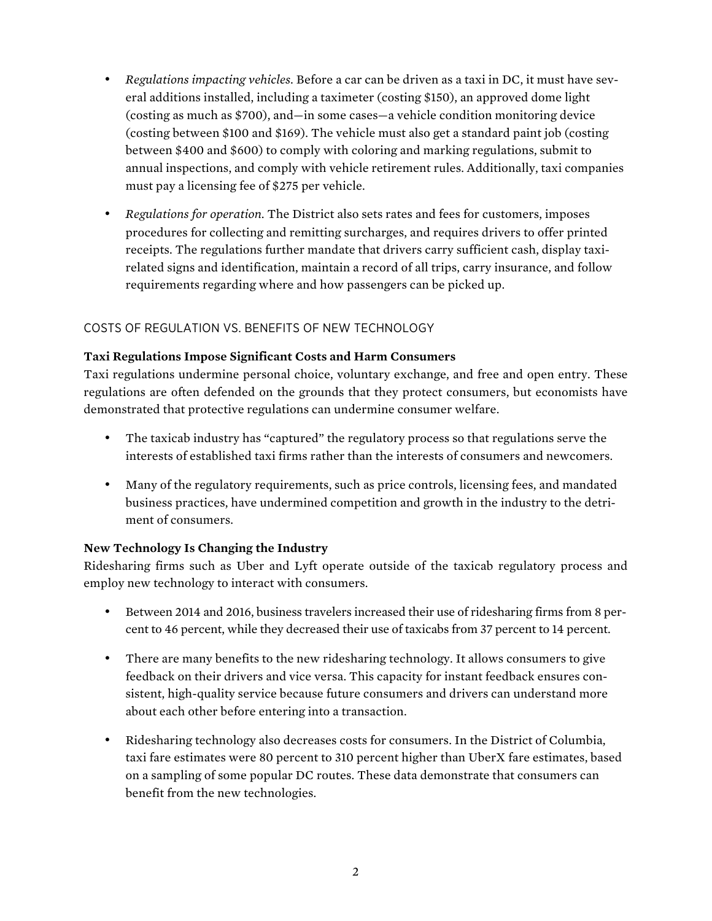- *Regulations impacting vehicles.* Before a car can be driven as a taxi in DC, it must have several additions installed, including a taximeter (costing $150), an approved dome light (costing as much as $700), and—in some cases—a vehicle condition monitoring device (costing between $100 and $169). The vehicle must also get a standard paint job (costing between $400 and $600) to comply with coloring and marking regulations, submit to annual inspections, and comply with vehicle retirement rules. Additionally, taxi companies must pay a licensing fee of $275 per vehicle.

- *Regulations for operation.* The District also sets rates and fees for customers, imposes procedures for collecting and remitting surcharges, and requires drivers to offer printed receipts. The regulations further mandate that drivers carry sufficient cash, display taxi-related signs and identification, maintain a record of all trips, carry insurance, and follow requirements regarding where and how passengers can be picked up.

## COSTS OF REGULATION VS. BENEFITS OF NEW TECHNOLOGY

### Taxi Regulations Impose Significant Costs and Harm Consumers

Taxi regulations undermine personal choice, voluntary exchange, and free and open entry. These regulations are often defended on the grounds that they protect consumers, but economists have demonstrated that protective regulations can undermine consumer welfare.

- The taxicab industry has "captured" the regulatory process so that regulations serve the interests of established taxi firms rather than the interests of consumers and newcomers.

- Many of the regulatory requirements, such as price controls, licensing fees, and mandated business practices, have undermined competition and growth in the industry to the detriment of consumers.

### New Technology Is Changing the Industry

Ridesharing firms such as Uber and Lyft operate outside of the taxicab regulatory process and employ new technology to interact with consumers.

- Between 2014 and 2016, business travelers increased their use of ridesharing firms from 8 percent to 46 percent, while they decreased their use of taxicabs from 37 percent to 14 percent.

- There are many benefits to the new ridesharing technology. It allows consumers to give feedback on their drivers and vice versa. This capacity for instant feedback ensures consistent, high-quality service because future consumers and drivers can understand more about each other before entering into a transaction.

- Ridesharing technology also decreases costs for consumers. In the District of Columbia, taxi fare estimates were 80 percent to 310 percent higher than UberX fare estimates, based on a sampling of some popular DC routes. These data demonstrate that consumers can benefit from the new technologies.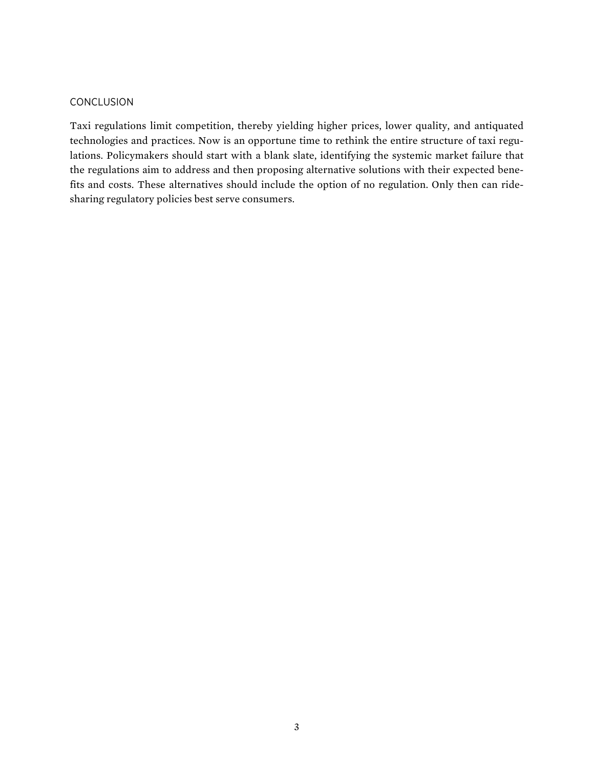## CONCLUSION

Taxi regulations limit competition, thereby yielding higher prices, lower quality, and antiquated technologies and practices. Now is an opportune time to rethink the entire structure of taxi regulations. Policymakers should start with a blank slate, identifying the systemic market failure that the regulations aim to address and then proposing alternative solutions with their expected benefits and costs. These alternatives should include the option of no regulation. Only then can ride-sharing regulatory policies best serve consumers.